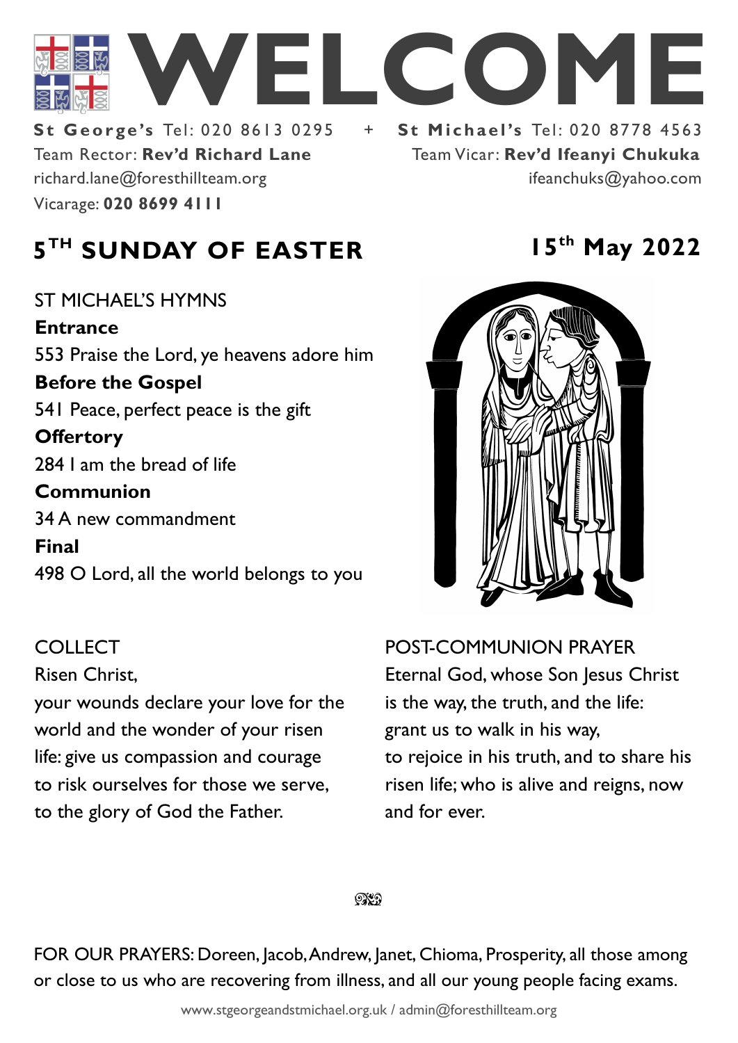# WELCOME

**St George's** Tel: 020 8613 0295 + **St Michael's** Tel: 020 8778 4563

Team Rector: **Rev'd Richard Lane**
richard.lane@foresthillteam.org
Vicarage: **020 8699 4111**

Team Vicar: **Rev'd Ifeanyi Chukuka**
ifeanchuks@yahoo.com

## 5TH SUNDAY OF EASTER

**15th May 2022**

ST MICHAEL'S HYMNS

**Entrance**
553 Praise the Lord, ye heavens adore him

**Before the Gospel**
541 Peace, perfect peace is the gift

**Offertory**
284 I am the bread of life

**Communion**
34 A new commandment

**Final**
498 O Lord, all the world belongs to you

COLLECT

Risen Christ,
your wounds declare your love for the world and the wonder of your risen life: give us compassion and courage to risk ourselves for those we serve, to the glory of God the Father.

POST-COMMUNION PRAYER

Eternal God, whose Son Jesus Christ is the way, the truth, and the life:
grant us to walk in his way,
to rejoice in his truth, and to share his risen life; who is alive and reigns, now and for ever.

FOR OUR PRAYERS: Doreen, Jacob, Andrew, Janet, Chioma, Prosperity, all those among or close to us who are recovering from illness, and all our young people facing exams.

www.stgeorgeandstmichael.org.uk / admin@foresthillteam.org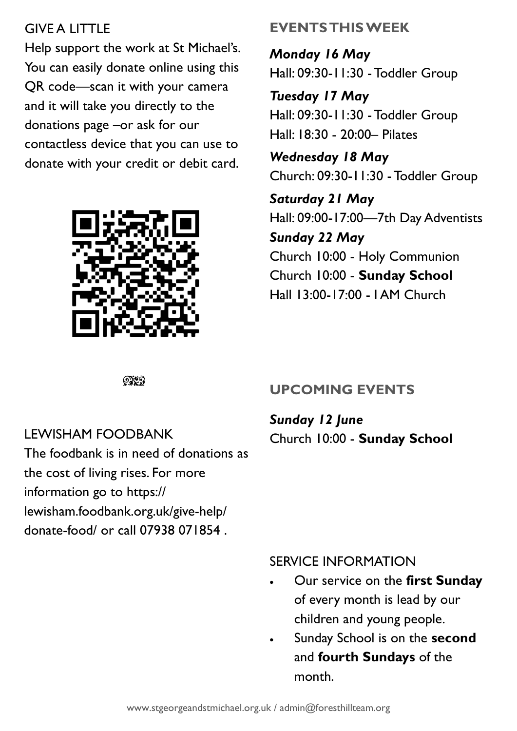GIVE A LITTLE

Help support the work at St Michael's. You can easily donate online using this QR code—scan it with your camera and it will take you directly to the donations page –or ask for our contactless device that you can use to donate with your credit or debit card.

LEWISHAM FOODBANK

The foodbank is in need of donations as the cost of living rises. For more information go to https://lewisham.foodbank.org.uk/give-help/donate-food/ or call 07938 071854 .

## EVENTS THIS WEEK

***Monday 16 May***

Hall: 09:30-11:30 - Toddler Group

***Tuesday 17 May***

Hall: 09:30-11:30 - Toddler Group

Hall: 18:30 - 20:00– Pilates

***Wednesday 18 May***

Church: 09:30-11:30 - Toddler Group

***Saturday 21 May***

Hall: 09:00-17:00—7th Day Adventists

***Sunday 22 May***

Church 10:00 - Holy Communion

Church 10:00 - **Sunday School**

Hall 13:00-17:00 - 1AM Church

## UPCOMING EVENTS

***Sunday 12 June***

Church 10:00 - **Sunday School**

SERVICE INFORMATION

- Our service on the **first Sunday** of every month is lead by our children and young people.
- Sunday School is on the **second** and **fourth Sundays** of the month.

www.stgeorgeandstmichael.org.uk / admin@foresthillteam.org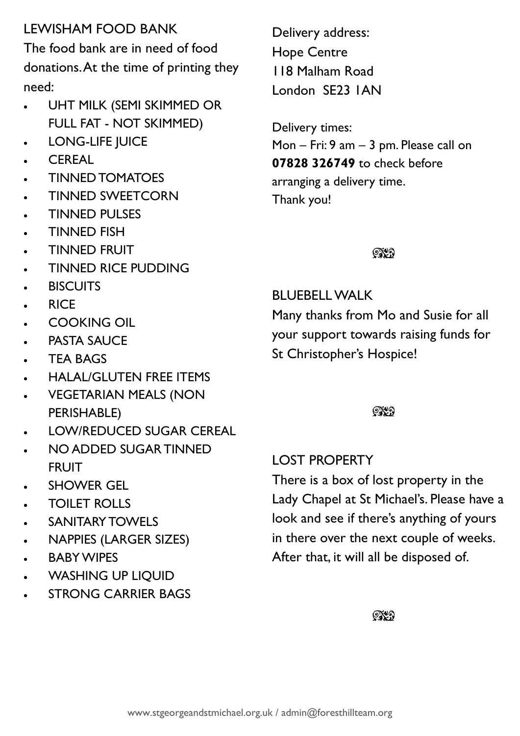## LEWISHAM FOOD BANK

The food bank are in need of food donations. At the time of printing they need:

- UHT MILK (SEMI SKIMMED OR FULL FAT - NOT SKIMMED)
- LONG-LIFE JUICE
- CEREAL
- TINNED TOMATOES
- TINNED SWEETCORN
- TINNED PULSES
- TINNED FISH
- TINNED FRUIT
- TINNED RICE PUDDING
- BISCUITS
- RICE
- COOKING OIL
- PASTA SAUCE
- TEA BAGS
- HALAL/GLUTEN FREE ITEMS
- VEGETARIAN MEALS (NON PERISHABLE)
- LOW/REDUCED SUGAR CEREAL
- NO ADDED SUGAR TINNED FRUIT
- SHOWER GEL
- TOILET ROLLS
- SANITARY TOWELS
- NAPPIES (LARGER SIZES)
- BABY WIPES
- WASHING UP LIQUID
- STRONG CARRIER BAGS

Delivery address:
Hope Centre
118 Malham Road
London SE23 1AN

Delivery times:
Mon – Fri: 9 am – 3 pm. Please call on **07828 326749** to check before arranging a delivery time.
Thank you!

## BLUEBELL WALK

Many thanks from Mo and Susie for all your support towards raising funds for St Christopher's Hospice!

## LOST PROPERTY

There is a box of lost property in the Lady Chapel at St Michael's. Please have a look and see if there's anything of yours in there over the next couple of weeks. After that, it will all be disposed of.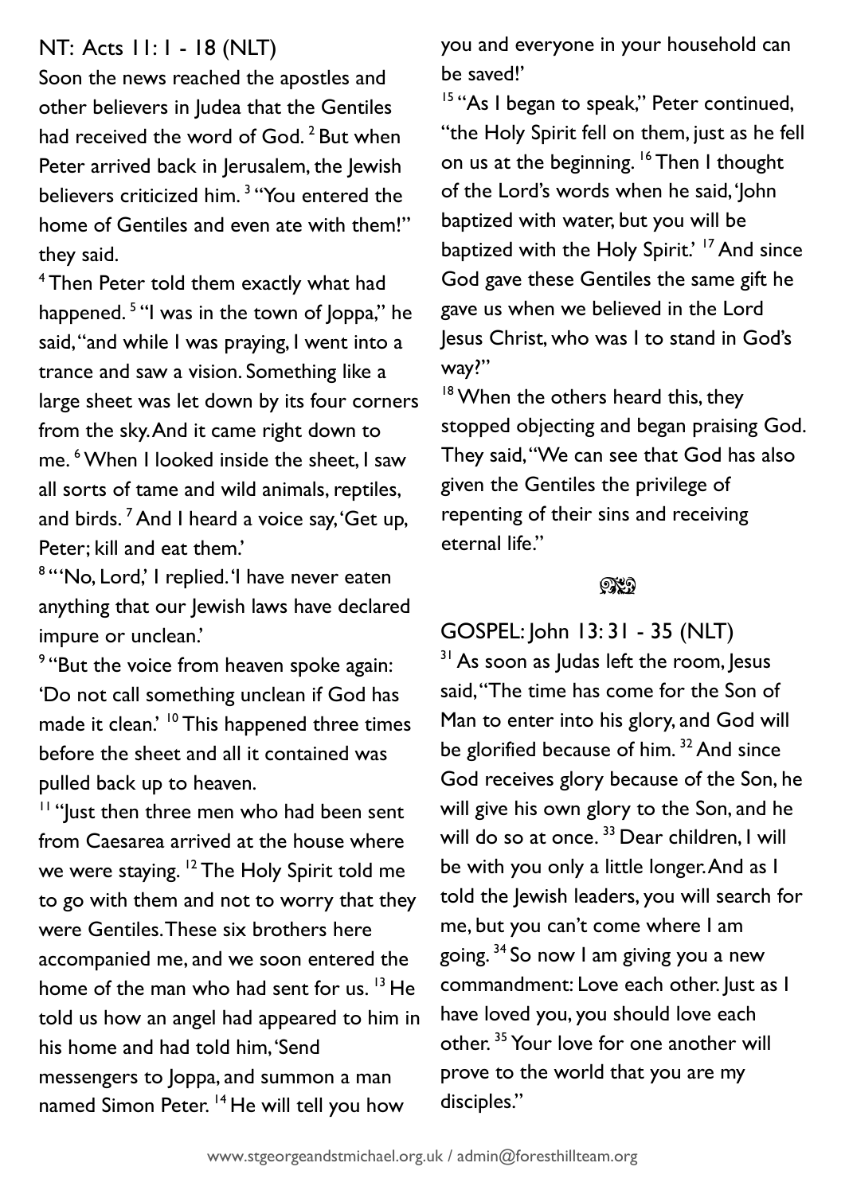## NT: Acts 11: 1 - 18 (NLT)

Soon the news reached the apostles and other believers in Judea that the Gentiles had received the word of God. [2] But when Peter arrived back in Jerusalem, the Jewish believers criticized him. [3] "You entered the home of Gentiles and even ate with them!" they said.

[4] Then Peter told them exactly what had happened. [5] "I was in the town of Joppa," he said, "and while I was praying, I went into a trance and saw a vision. Something like a large sheet was let down by its four corners from the sky. And it came right down to me. [6] When I looked inside the sheet, I saw all sorts of tame and wild animals, reptiles, and birds. [7] And I heard a voice say, 'Get up, Peter; kill and eat them.'

[8] "'No, Lord,' I replied. 'I have never eaten anything that our Jewish laws have declared impure or unclean.'

[9] "But the voice from heaven spoke again: 'Do not call something unclean if God has made it clean.' [10] This happened three times before the sheet and all it contained was pulled back up to heaven.

[11] "Just then three men who had been sent from Caesarea arrived at the house where we were staying. [12] The Holy Spirit told me to go with them and not to worry that they were Gentiles. These six brothers here accompanied me, and we soon entered the home of the man who had sent for us. [13] He told us how an angel had appeared to him in his home and had told him, 'Send messengers to Joppa, and summon a man named Simon Peter. [14] He will tell you how you and everyone in your household can be saved!'

[15] "As I began to speak," Peter continued, "the Holy Spirit fell on them, just as he fell on us at the beginning. [16] Then I thought of the Lord's words when he said, 'John baptized with water, but you will be baptized with the Holy Spirit.' [17] And since God gave these Gentiles the same gift he gave us when we believed in the Lord Jesus Christ, who was I to stand in God's way?"

[18] When the others heard this, they stopped objecting and began praising God. They said, "We can see that God has also given the Gentiles the privilege of repenting of their sins and receiving eternal life."

## GOSPEL: John 13: 31 - 35 (NLT)

[31] As soon as Judas left the room, Jesus said, "The time has come for the Son of Man to enter into his glory, and God will be glorified because of him. [32] And since God receives glory because of the Son, he will give his own glory to the Son, and he will do so at once. [33] Dear children, I will be with you only a little longer. And as I told the Jewish leaders, you will search for me, but you can't come where I am going. [34] So now I am giving you a new commandment: Love each other. Just as I have loved you, you should love each other. [35] Your love for one another will prove to the world that you are my disciples."

www.stgeorgeandstmichael.org.uk / admin@foresthillteam.org